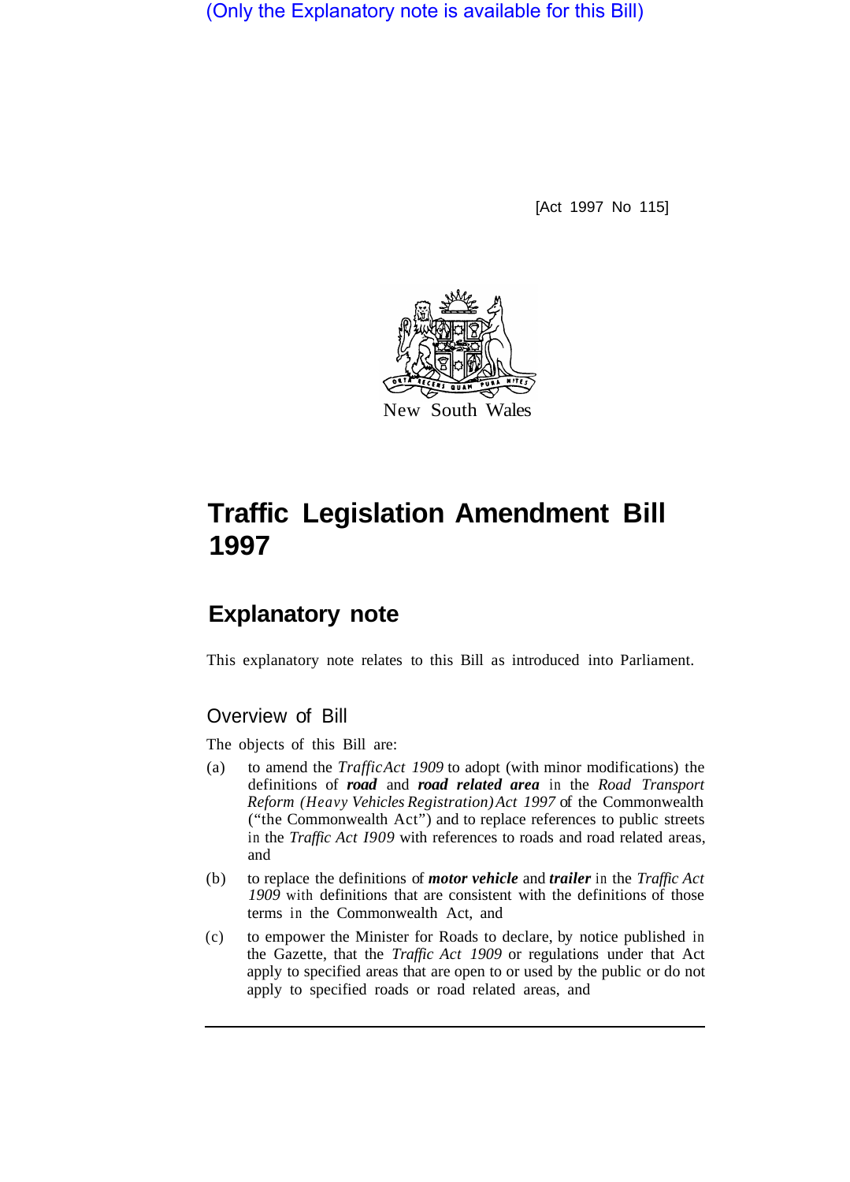(Only the Explanatory note is available for this Bill)

[Act 1997 No 115]

New South Wales

# Traffic Legislation Amendment Bill 1997

## Explanatory note

This explanatory note relates to this Bill as introduced into Parliament.

### Overview of Bill

The objects of this Bill are:

(a) to amend the *Traffic Act 1909* to adopt (with minor modifications) the definitions of ***road*** and ***road related area*** in the *Road Transport Reform (Heavy Vehicles Registration) Act 1997* of the Commonwealth ("the Commonwealth Act") and to replace references to public streets in the *Traffic Act 1909* with references to roads and road related areas, and

(b) to replace the definitions of ***motor vehicle*** and ***trailer*** in the *Traffic Act 1909* with definitions that are consistent with the definitions of those terms in the Commonwealth Act, and

(c) to empower the Minister for Roads to declare, by notice published in the Gazette, that the *Traffic Act 1909* or regulations under that Act apply to specified areas that are open to or used by the public or do not apply to specified roads or road related areas, and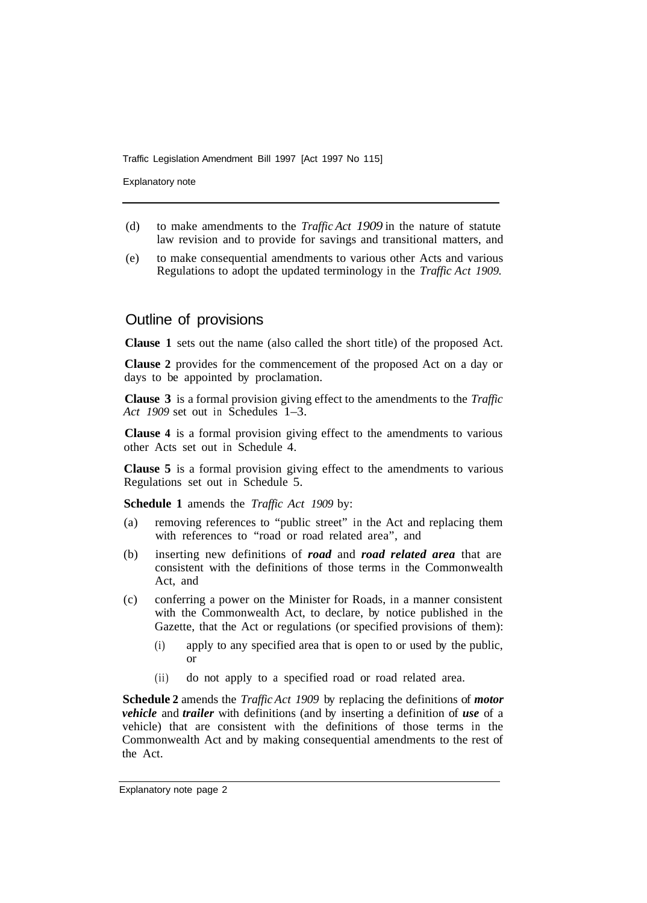(d) to make amendments to the *Traffic Act 1909* in the nature of statute law revision and to provide for savings and transitional matters, and

(e) to make consequential amendments to various other Acts and various Regulations to adopt the updated terminology in the *Traffic Act 1909.*

## Outline of provisions

**Clause 1** sets out the name (also called the short title) of the proposed Act.

**Clause 2** provides for the commencement of the proposed Act on a day or days to be appointed by proclamation.

**Clause 3** is a formal provision giving effect to the amendments to the *Traffic Act 1909* set out in Schedules 1–3.

**Clause 4** is a formal provision giving effect to the amendments to various other Acts set out in Schedule 4.

**Clause 5** is a formal provision giving effect to the amendments to various Regulations set out in Schedule 5.

**Schedule 1** amends the *Traffic Act 1909* by:

(a) removing references to "public street" in the Act and replacing them with references to "road or road related area", and

(b) inserting new definitions of ***road*** and ***road related area*** that are consistent with the definitions of those terms in the Commonwealth Act, and

(c) conferring a power on the Minister for Roads, in a manner consistent with the Commonwealth Act, to declare, by notice published in the Gazette, that the Act or regulations (or specified provisions of them):

  (i) apply to any specified area that is open to or used by the public, or

  (ii) do not apply to a specified road or road related area.

**Schedule 2** amends the *Traffic Act 1909* by replacing the definitions of ***motor vehicle*** and ***trailer*** with definitions (and by inserting a definition of ***use*** of a vehicle) that are consistent with the definitions of those terms in the Commonwealth Act and by making consequential amendments to the rest of the Act.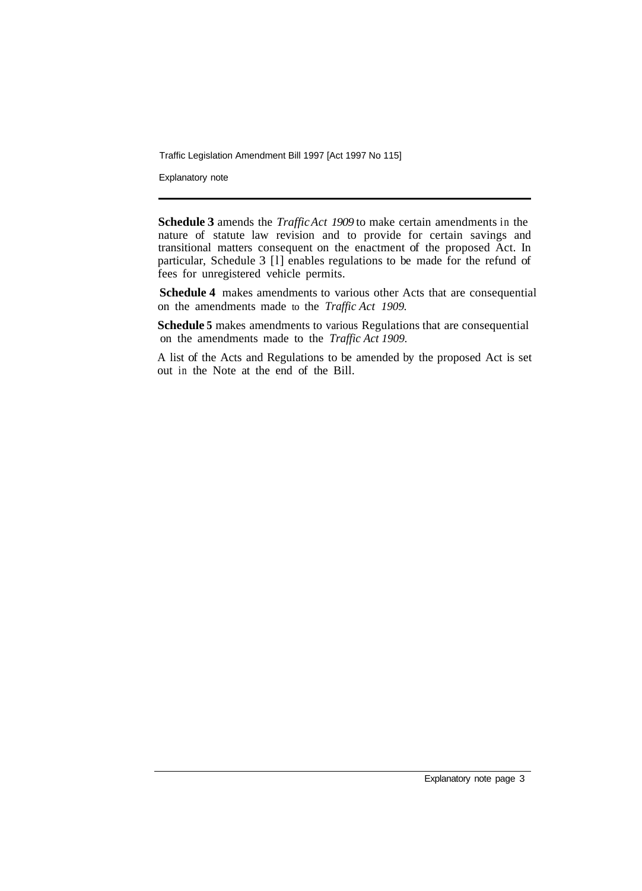**Schedule 3** amends the *Traffic Act 1909* to make certain amendments in the nature of statute law revision and to provide for certain savings and transitional matters consequent on the enactment of the proposed Act. In particular, Schedule 3 [1] enables regulations to be made for the refund of fees for unregistered vehicle permits.

**Schedule 4** makes amendments to various other Acts that are consequential on the amendments made to the *Traffic Act 1909.*

**Schedule 5** makes amendments to various Regulations that are consequential on the amendments made to the *Traffic Act 1909.*

A list of the Acts and Regulations to be amended by the proposed Act is set out in the Note at the end of the Bill.